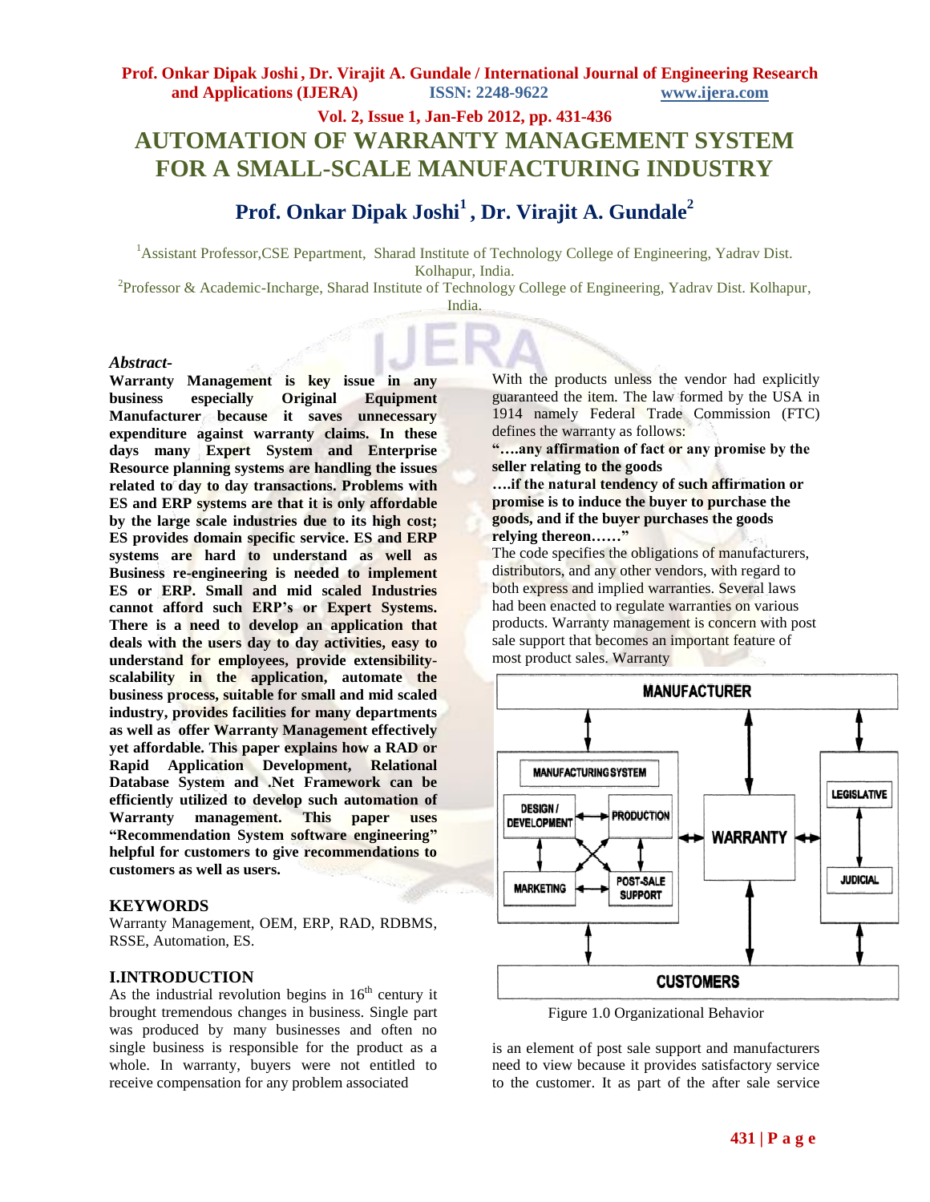# AUTOMATION OF WARRANTY MANAGEMENT SYSTEM FOR A SMALL-SCALE MANUFACTURING INDUSTRY

## Prof. Onkar Dipak Joshi[1] , Dr. Virajit A. Gundale[2]

[1]Assistant Professor,CSE Pepartment, Sharad Institute of Technology College of Engineering, Yadrav Dist. Kolhapur, India.

[2]Professor & Academic-Incharge, Sharad Institute of Technology College of Engineering, Yadrav Dist. Kolhapur, India.

***Abstract-***

**Warranty Management is key issue in any business especially Original Equipment Manufacturer because it saves unnecessary expenditure against warranty claims. In these days many Expert System and Enterprise Resource planning systems are handling the issues related to day to day transactions. Problems with ES and ERP systems are that it is only affordable by the large scale industries due to its high cost; ES provides domain specific service. ES and ERP systems are hard to understand as well as Business re-engineering is needed to implement ES or ERP. Small and mid scaled Industries cannot afford such ERP's or Expert Systems. There is a need to develop an application that deals with the users day to day activities, easy to understand for employees, provide extensibility-scalability in the application, automate the business process, suitable for small and mid scaled industry, provides facilities for many departments as well as offer Warranty Management effectively yet affordable. This paper explains how a RAD or Rapid Application Development, Relational Database System and .Net Framework can be efficiently utilized to develop such automation of Warranty management. This paper uses "Recommendation System software engineering" helpful for customers to give recommendations to customers as well as users.**

### KEYWORDS

Warranty Management, OEM, ERP, RAD, RDBMS, RSSE, Automation, ES.

### I.INTRODUCTION

As the industrial revolution begins in 16th century it brought tremendous changes in business. Single part was produced by many businesses and often no single business is responsible for the product as a whole. In warranty, buyers were not entitled to receive compensation for any problem associated with the products unless the vendor had explicitly guaranteed the item. The law formed by the USA in 1914 namely Federal Trade Commission (FTC) defines the warranty as follows:

**"….any affirmation of fact or any promise by the seller relating to the goods**

**….if the natural tendency of such affirmation or promise is to induce the buyer to purchase the goods, and if the buyer purchases the goods relying thereon……"**

The code specifies the obligations of manufacturers, distributors, and any other vendors, with regard to both express and implied warranties. Several laws had been enacted to regulate warranties on various products. Warranty management is concern with post sale support that becomes an important feature of most product sales. Warranty is an element of post sale support and manufacturers need to view because it provides satisfactory service to the customer. It as part of the after sale service

Figure 1.0 Organizational Behavior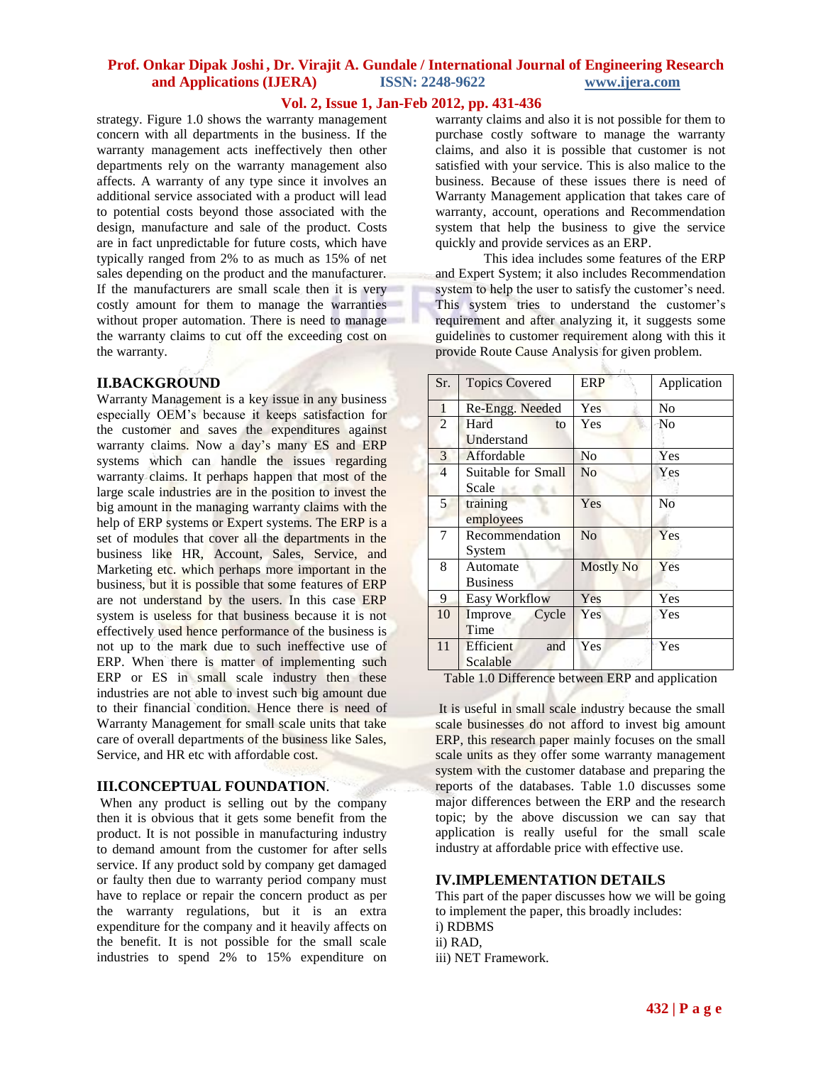strategy. Figure 1.0 shows the warranty management concern with all departments in the business. If the warranty management acts ineffectively then other departments rely on the warranty management also affects. A warranty of any type since it involves an additional service associated with a product will lead to potential costs beyond those associated with the design, manufacture and sale of the product. Costs are in fact unpredictable for future costs, which have typically ranged from 2% to as much as 15% of net sales depending on the product and the manufacturer. If the manufacturers are small scale then it is very costly amount for them to manage the warranties without proper automation. There is need to manage the warranty claims to cut off the exceeding cost on the warranty.

## II.BACKGROUND

Warranty Management is a key issue in any business especially OEM's because it keeps satisfaction for the customer and saves the expenditures against warranty claims. Now a day's many ES and ERP systems which can handle the issues regarding warranty claims. It perhaps happen that most of the large scale industries are in the position to invest the big amount in the managing warranty claims with the help of ERP systems or Expert systems. The ERP is a set of modules that cover all the departments in the business like HR, Account, Sales, Service, and Marketing etc. which perhaps more important in the business, but it is possible that some features of ERP are not understand by the users. In this case ERP system is useless for that business because it is not effectively used hence performance of the business is not up to the mark due to such ineffective use of ERP. When there is matter of implementing such ERP or ES in small scale industry then these industries are not able to invest such big amount due to their financial condition. Hence there is need of Warranty Management for small scale units that take care of overall departments of the business like Sales, Service, and HR etc with affordable cost.

## III.CONCEPTUAL FOUNDATION.

When any product is selling out by the company then it is obvious that it gets some benefit from the product. It is not possible in manufacturing industry to demand amount from the customer for after sells service. If any product sold by company get damaged or faulty then due to warranty period company must have to replace or repair the concern product as per the warranty regulations, but it is an extra expenditure for the company and it heavily affects on the benefit. It is not possible for the small scale industries to spend 2% to 15% expenditure on warranty claims and also it is not possible for them to purchase costly software to manage the warranty claims, and also it is possible that customer is not satisfied with your service. This is also malice to the business. Because of these issues there is need of Warranty Management application that takes care of warranty, account, operations and Recommendation system that help the business to give the service quickly and provide services as an ERP.

This idea includes some features of the ERP and Expert System; it also includes Recommendation system to help the user to satisfy the customer's need. This system tries to understand the customer's requirement and after analyzing it, it suggests some guidelines to customer requirement along with this it provide Route Cause Analysis for given problem.

| Sr. | Topics Covered | ERP | Application |
|---|---|---|---|
| 1 | Re-Engg. Needed | Yes | No |
| 2 | Hard to Understand | Yes | No |
| 3 | Affordable | No | Yes |
| 4 | Suitable for Small Scale | No | Yes |
| 5 | training employees | Yes | No |
| 7 | Recommendation System | No | Yes |
| 8 | Automate Business | Mostly No | Yes |
| 9 | Easy Workflow | Yes | Yes |
| 10 | Improve Cycle Time | Yes | Yes |
| 11 | Efficient and Scalable | Yes | Yes |

Table 1.0 Difference between ERP and application

It is useful in small scale industry because the small scale businesses do not afford to invest big amount ERP, this research paper mainly focuses on the small scale units as they offer some warranty management system with the customer database and preparing the reports of the databases. Table 1.0 discusses some major differences between the ERP and the research topic; by the above discussion we can say that application is really useful for the small scale industry at affordable price with effective use.

## IV.IMPLEMENTATION DETAILS

This part of the paper discusses how we will be going to implement the paper, this broadly includes:

i) RDBMS

ii) RAD,

iii) NET Framework.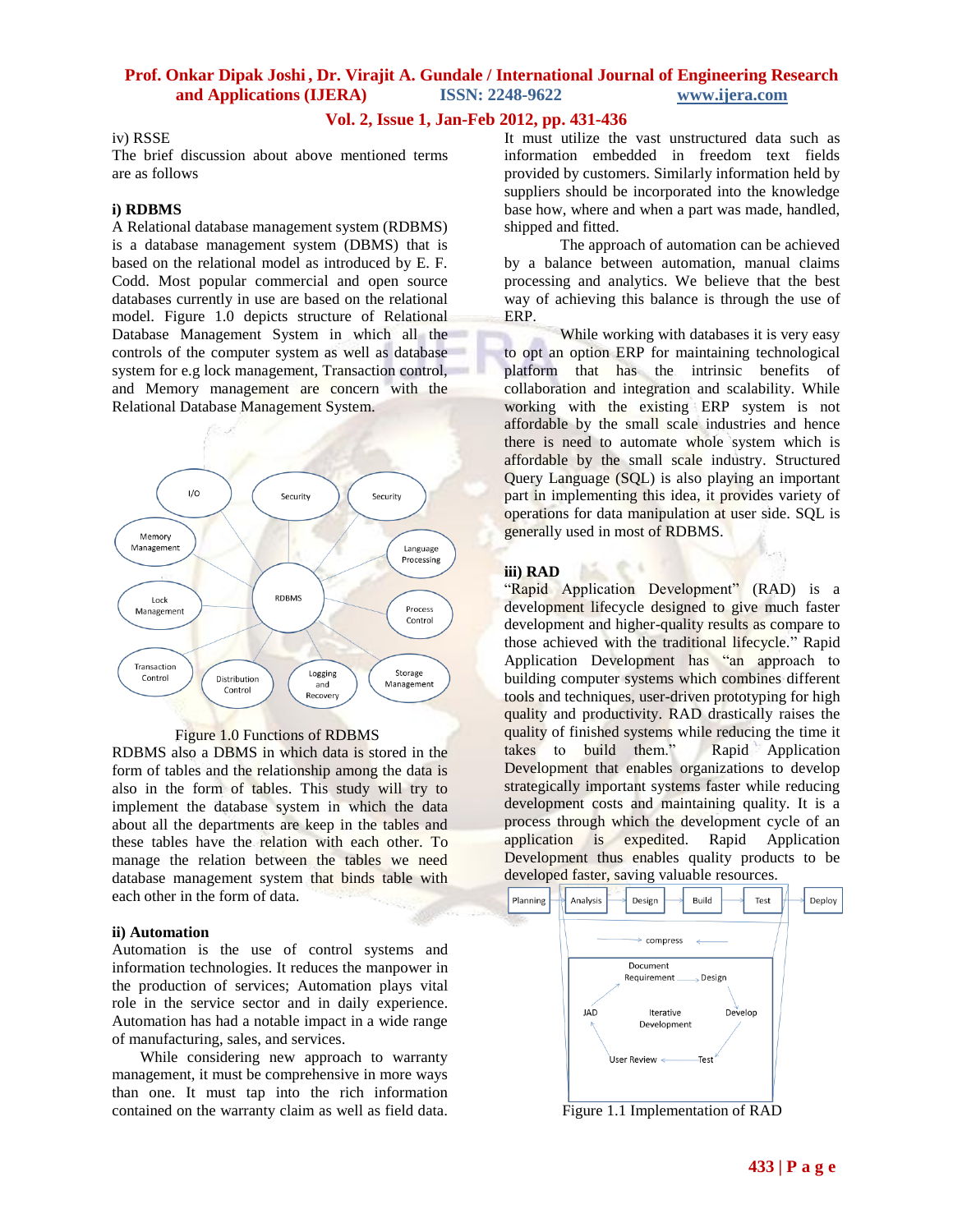iv) RSSE

The brief discussion about above mentioned terms are as follows

**i) RDBMS**

A Relational database management system (RDBMS) is a database management system (DBMS) that is based on the relational model as introduced by E. F. Codd. Most popular commercial and open source databases currently in use are based on the relational model. Figure 1.0 depicts structure of Relational Database Management System in which all the controls of the computer system as well as database system for e.g lock management, Transaction control, and Memory management are concern with the Relational Database Management System.

Figure 1.0 Functions of RDBMS

RDBMS also a DBMS in which data is stored in the form of tables and the relationship among the data is also in the form of tables. This study will try to implement the database system in which the data about all the departments are keep in the tables and these tables have the relation with each other. To manage the relation between the tables we need database management system that binds table with each other in the form of data.

**ii) Automation**

Automation is the use of control systems and information technologies. It reduces the manpower in the production of services; Automation plays vital role in the service sector and in daily experience. Automation has had a notable impact in a wide range of manufacturing, sales, and services.

While considering new approach to warranty management, it must be comprehensive in more ways than one. It must tap into the rich information contained on the warranty claim as well as field data. It must utilize the vast unstructured data such as information embedded in freedom text fields provided by customers. Similarly information held by suppliers should be incorporated into the knowledge base how, where and when a part was made, handled, shipped and fitted.

The approach of automation can be achieved by a balance between automation, manual claims processing and analytics. We believe that the best way of achieving this balance is through the use of ERP.

While working with databases it is very easy to opt an option ERP for maintaining technological platform that has the intrinsic benefits of collaboration and integration and scalability. While working with the existing ERP system is not affordable by the small scale industries and hence there is need to automate whole system which is affordable by the small scale industry. Structured Query Language (SQL) is also playing an important part in implementing this idea, it provides variety of operations for data manipulation at user side. SQL is generally used in most of RDBMS.

**iii) RAD**

"Rapid Application Development" (RAD) is a development lifecycle designed to give much faster development and higher-quality results as compare to those achieved with the traditional lifecycle." Rapid Application Development has "an approach to building computer systems which combines different tools and techniques, user-driven prototyping for high quality and productivity. RAD drastically raises the quality of finished systems while reducing the time it takes to build them." Rapid Application Development that enables organizations to develop strategically important systems faster while reducing development costs and maintaining quality. It is a process through which the development cycle of an application is expedited. Rapid Application Development thus enables quality products to be developed faster, saving valuable resources.

Figure 1.1 Implementation of RAD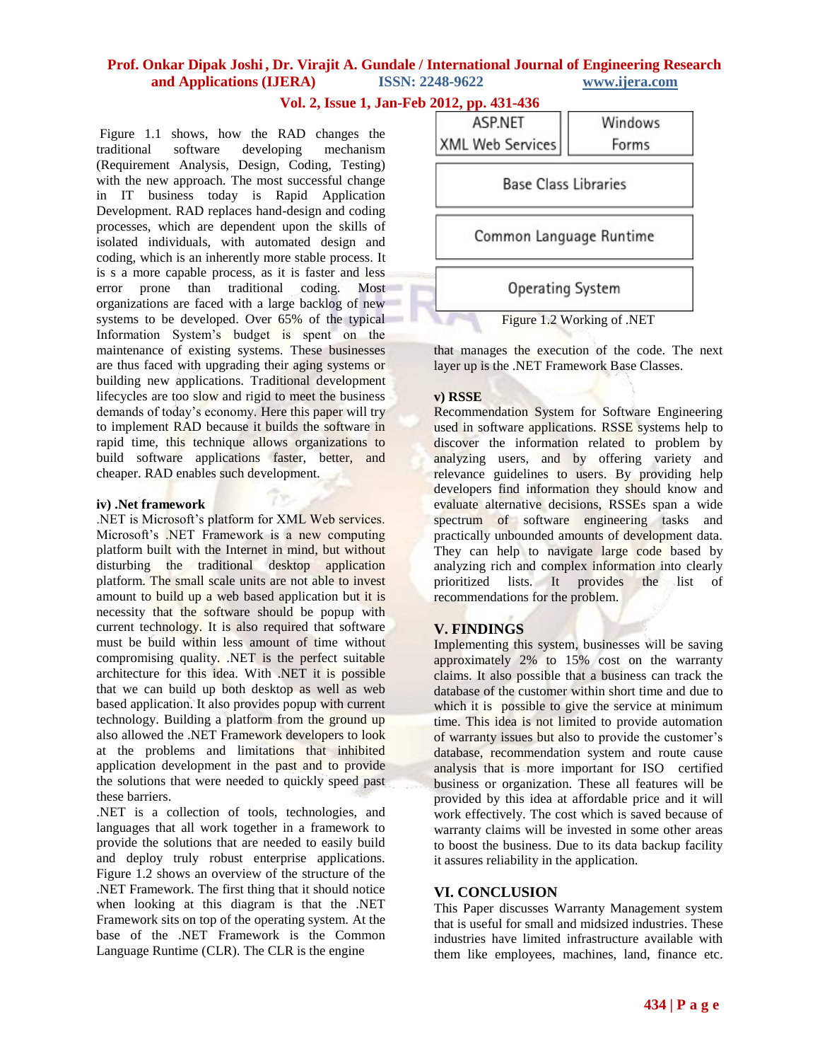Figure 1.1 shows, how the RAD changes the traditional software developing mechanism (Requirement Analysis, Design, Coding, Testing) with the new approach. The most successful change in IT business today is Rapid Application Development. RAD replaces hand-design and coding processes, which are dependent upon the skills of isolated individuals, with automated design and coding, which is an inherently more stable process. It is s a more capable process, as it is faster and less error prone than traditional coding. Most organizations are faced with a large backlog of new systems to be developed. Over 65% of the typical Information System's budget is spent on the maintenance of existing systems. These businesses are thus faced with upgrading their aging systems or building new applications. Traditional development lifecycles are too slow and rigid to meet the business demands of today's economy. Here this paper will try to implement RAD because it builds the software in rapid time, this technique allows organizations to build software applications faster, better, and cheaper. RAD enables such development.

**iv) .Net framework**

.NET is Microsoft's platform for XML Web services. Microsoft's .NET Framework is a new computing platform built with the Internet in mind, but without disturbing the traditional desktop application platform. The small scale units are not able to invest amount to build up a web based application but it is necessity that the software should be popup with current technology. It is also required that software must be build within less amount of time without compromising quality. .NET is the perfect suitable architecture for this idea. With .NET it is possible that we can build up both desktop as well as web based application. It also provides popup with current technology. Building a platform from the ground up also allowed the .NET Framework developers to look at the problems and limitations that inhibited application development in the past and to provide the solutions that were needed to quickly speed past these barriers.

.NET is a collection of tools, technologies, and languages that all work together in a framework to provide the solutions that are needed to easily build and deploy truly robust enterprise applications. Figure 1.2 shows an overview of the structure of the .NET Framework. The first thing that it should notice when looking at this diagram is that the .NET Framework sits on top of the operating system. At the base of the .NET Framework is the Common Language Runtime (CLR). The CLR is the engine that manages the execution of the code. The next layer up is the .NET Framework Base Classes.

| ASP.NET XML Web Services | Windows Forms |
| --- | --- |
| Base Class Libraries | |
| Common Language Runtime | |
| Operating System | |

Figure 1.2 Working of .NET

**v) RSSE**

Recommendation System for Software Engineering used in software applications. RSSE systems help to discover the information related to problem by analyzing users, and by offering variety and relevance guidelines to users. By providing help developers find information they should know and evaluate alternative decisions, RSSEs span a wide spectrum of software engineering tasks and practically unbounded amounts of development data. They can help to navigate large code based by analyzing rich and complex information into clearly prioritized lists. It provides the list of recommendations for the problem.

## V. FINDINGS

Implementing this system, businesses will be saving approximately 2% to 15% cost on the warranty claims. It also possible that a business can track the database of the customer within short time and due to which it is possible to give the service at minimum time. This idea is not limited to provide automation of warranty issues but also to provide the customer's database, recommendation system and route cause analysis that is more important for ISO certified business or organization. These all features will be provided by this idea at affordable price and it will work effectively. The cost which is saved because of warranty claims will be invested in some other areas to boost the business. Due to its data backup facility it assures reliability in the application.

## VI. CONCLUSION

This Paper discusses Warranty Management system that is useful for small and midsized industries. These industries have limited infrastructure available with them like employees, machines, land, finance etc.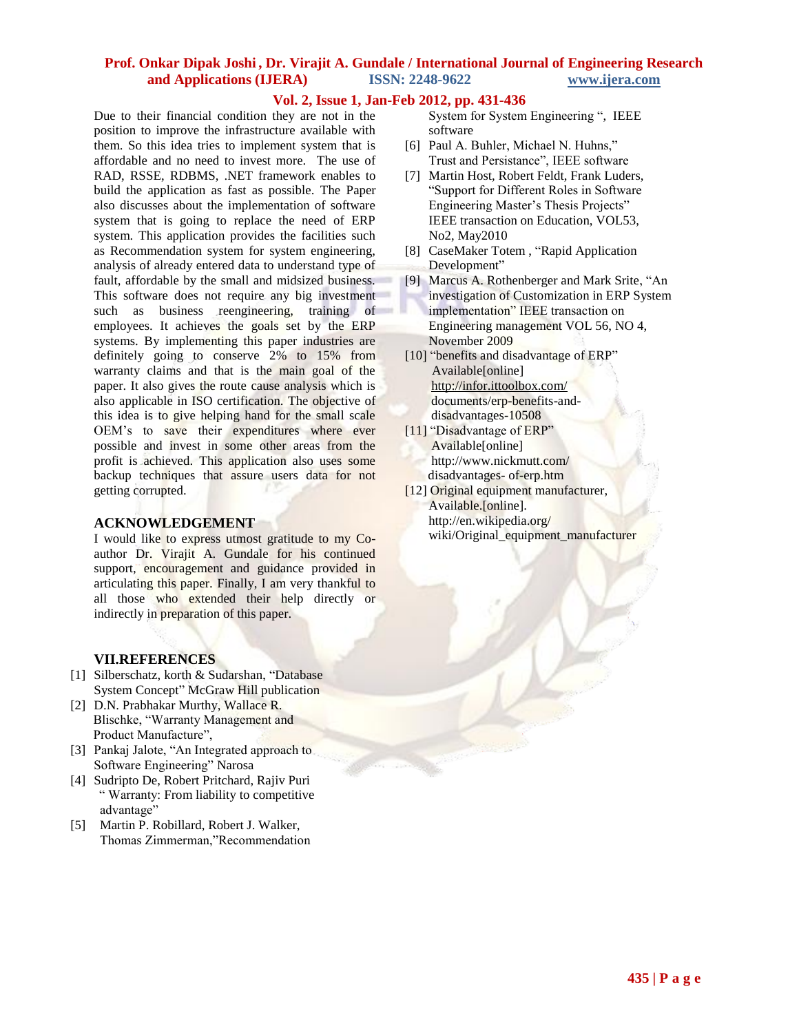Due to their financial condition they are not in the position to improve the infrastructure available with them. So this idea tries to implement system that is affordable and no need to invest more. The use of RAD, RSSE, RDBMS, .NET framework enables to build the application as fast as possible. The Paper also discusses about the implementation of software system that is going to replace the need of ERP system. This application provides the facilities such as Recommendation system for system engineering, analysis of already entered data to understand type of fault, affordable by the small and midsized business. This software does not require any big investment such as business reengineering, training of employees. It achieves the goals set by the ERP systems. By implementing this paper industries are definitely going to conserve 2% to 15% from warranty claims and that is the main goal of the paper. It also gives the route cause analysis which is also applicable in ISO certification. The objective of this idea is to give helping hand for the small scale OEM's to save their expenditures where ever possible and invest in some other areas from the profit is achieved. This application also uses some backup techniques that assure users data for not getting corrupted.

## ACKNOWLEDGEMENT

I would like to express utmost gratitude to my Co-author Dr. Virajit A. Gundale for his continued support, encouragement and guidance provided in articulating this paper. Finally, I am very thankful to all those who extended their help directly or indirectly in preparation of this paper.

## VII.REFERENCES

[1] Silberschatz, korth & Sudarshan, "Database System Concept" McGraw Hill publication

[2] D.N. Prabhakar Murthy, Wallace R. Blischke, "Warranty Management and Product Manufacture",

[3] Pankaj Jalote, "An Integrated approach to Software Engineering" Narosa

[4] Sudripto De, Robert Pritchard, Rajiv Puri " Warranty: From liability to competitive advantage"

[5] Martin P. Robillard, Robert J. Walker, Thomas Zimmerman,"Recommendation System for System Engineering ", IEEE software

[6] Paul A. Buhler, Michael N. Huhns," Trust and Persistance", IEEE software

[7] Martin Host, Robert Feldt, Frank Luders, "Support for Different Roles in Software Engineering Master's Thesis Projects" IEEE transaction on Education, VOL53, No2, May2010

[8] CaseMaker Totem , "Rapid Application Development"

[9] Marcus A. Rothenberger and Mark Srite, "An investigation of Customization in ERP System implementation" IEEE transaction on Engineering management VOL 56, NO 4, November 2009

[10] "benefits and disadvantage of ERP" Available[online] http://infor.ittoolbox.com/ documents/erp-benefits-and-disadvantages-10508

[11] "Disadvantage of ERP" Available[online] http://www.nickmutt.com/ disadvantages- of-erp.htm

[12] Original equipment manufacturer, Available.[online]. http://en.wikipedia.org/ wiki/Original_equipment_manufacturer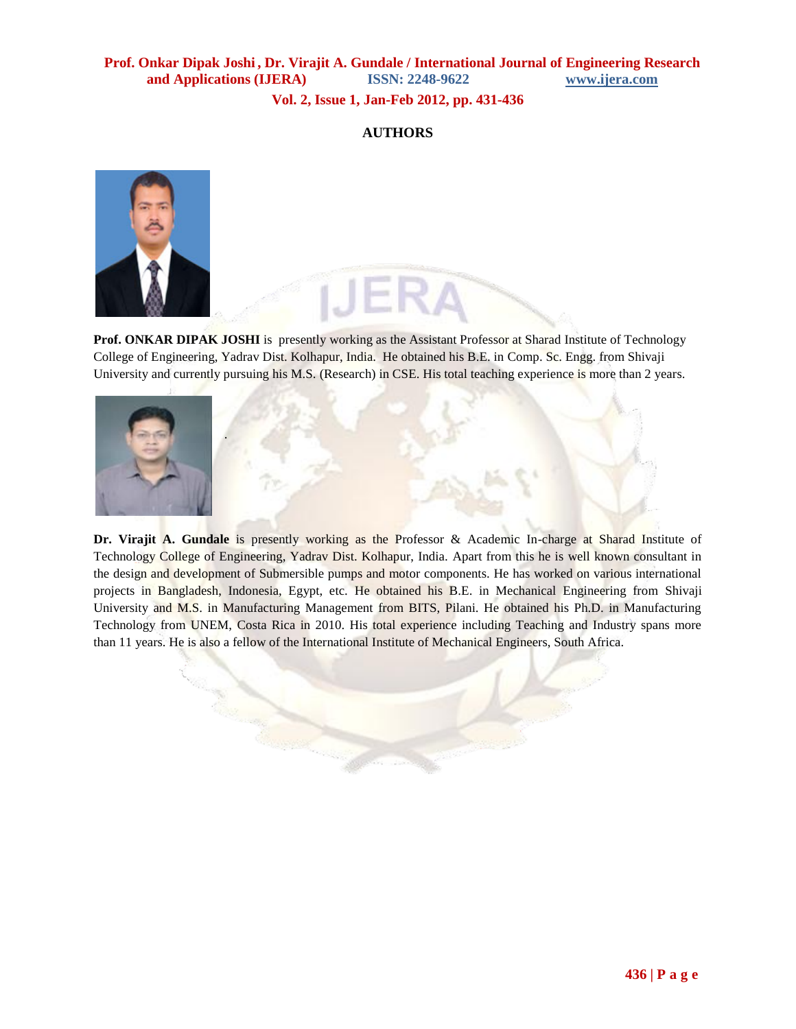## AUTHORS

**Prof. ONKAR DIPAK JOSHI** is presently working as the Assistant Professor at Sharad Institute of Technology College of Engineering, Yadrav Dist. Kolhapur, India. He obtained his B.E. in Comp. Sc. Engg. from Shivaji University and currently pursuing his M.S. (Research) in CSE. His total teaching experience is more than 2 years.

**Dr. Virajit A. Gundale** is presently working as the Professor & Academic In-charge at Sharad Institute of Technology College of Engineering, Yadrav Dist. Kolhapur, India. Apart from this he is well known consultant in the design and development of Submersible pumps and motor components. He has worked on various international projects in Bangladesh, Indonesia, Egypt, etc. He obtained his B.E. in Mechanical Engineering from Shivaji University and M.S. in Manufacturing Management from BITS, Pilani. He obtained his Ph.D. in Manufacturing Technology from UNEM, Costa Rica in 2010. His total experience including Teaching and Industry spans more than 11 years. He is also a fellow of the International Institute of Mechanical Engineers, South Africa.